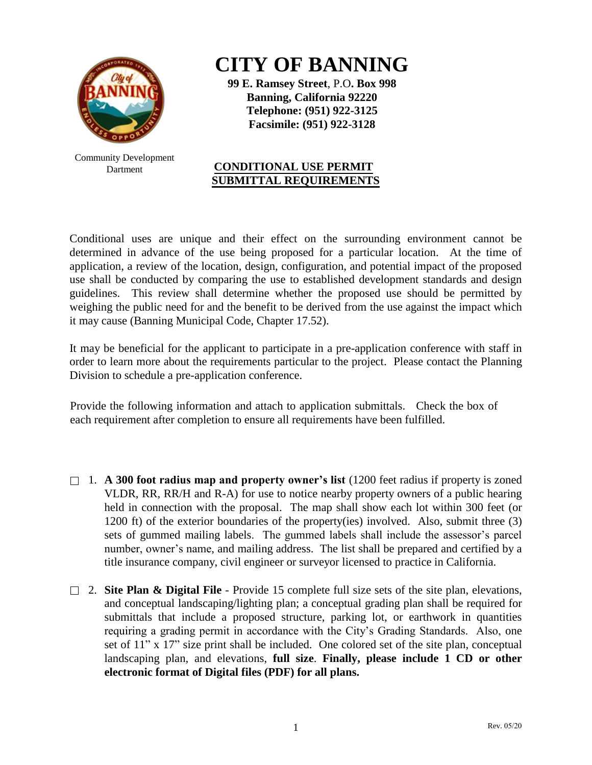# CITY OF BANNING

**99 E. Ramsey Street**, P.O**. Box 998**
**Banning, California 92220**
**Telephone: (951) 922-3125**
**Facsimile: (951) 922-3128**

Community Development Dartment

## CONDITIONAL USE PERMIT SUBMITTAL REQUIREMENTS

Conditional uses are unique and their effect on the surrounding environment cannot be determined in advance of the use being proposed for a particular location. At the time of application, a review of the location, design, configuration, and potential impact of the proposed use shall be conducted by comparing the use to established development standards and design guidelines. This review shall determine whether the proposed use should be permitted by weighing the public need for and the benefit to be derived from the use against the impact which it may cause (Banning Municipal Code, Chapter 17.52).

It may be beneficial for the applicant to participate in a pre-application conference with staff in order to learn more about the requirements particular to the project. Please contact the Planning Division to schedule a pre-application conference.

Provide the following information and attach to application submittals. Check the box of each requirement after completion to ensure all requirements have been fulfilled.

- ☐ 1. **A 300 foot radius map and property owner's list** (1200 feet radius if property is zoned VLDR, RR, RR/H and R-A) for use to notice nearby property owners of a public hearing held in connection with the proposal. The map shall show each lot within 300 feet (or 1200 ft) of the exterior boundaries of the property(ies) involved. Also, submit three (3) sets of gummed mailing labels. The gummed labels shall include the assessor's parcel number, owner's name, and mailing address. The list shall be prepared and certified by a title insurance company, civil engineer or surveyor licensed to practice in California.

- ☐ 2. **Site Plan & Digital File** - Provide 15 complete full size sets of the site plan, elevations, and conceptual landscaping/lighting plan; a conceptual grading plan shall be required for submittals that include a proposed structure, parking lot, or earthwork in quantities requiring a grading permit in accordance with the City's Grading Standards. Also, one set of 11" x 17" size print shall be included. One colored set of the site plan, conceptual landscaping plan, and elevations, **full size**. **Finally, please include 1 CD or other electronic format of Digital files (PDF) for all plans.**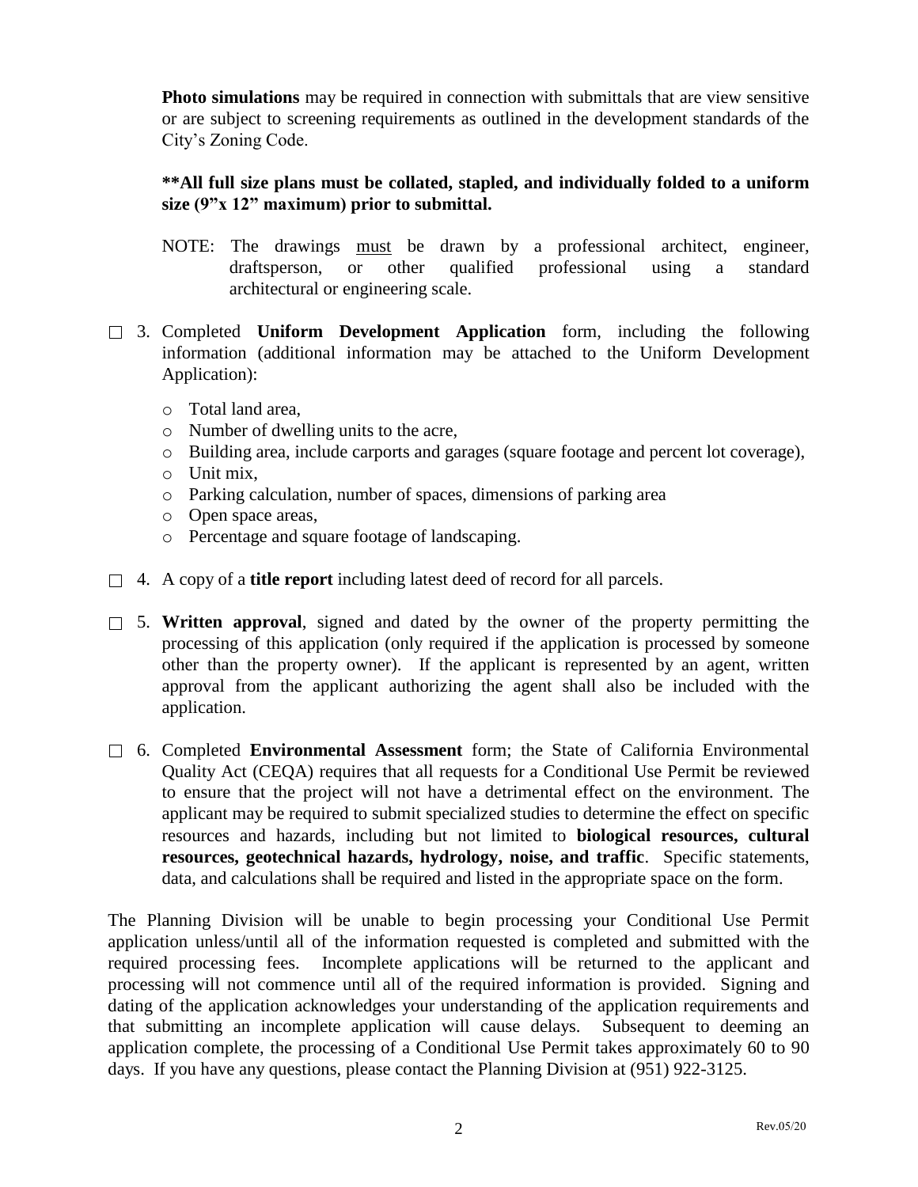**Photo simulations** may be required in connection with submittals that are view sensitive or are subject to screening requirements as outlined in the development standards of the City's Zoning Code.

**\*\*All full size plans must be collated, stapled, and individually folded to a uniform size (9"x 12" maximum) prior to submittal.**

NOTE: The drawings <u>must</u> be drawn by a professional architect, engineer, draftsperson, or other qualified professional using a standard architectural or engineering scale.

☐ 3. Completed **Uniform Development Application** form, including the following information (additional information may be attached to the Uniform Development Application):

- Total land area,
- Number of dwelling units to the acre,
- Building area, include carports and garages (square footage and percent lot coverage),
- Unit mix,
- Parking calculation, number of spaces, dimensions of parking area
- Open space areas,
- Percentage and square footage of landscaping.

☐ 4. A copy of a **title report** including latest deed of record for all parcels.

☐ 5. **Written approval**, signed and dated by the owner of the property permitting the processing of this application (only required if the application is processed by someone other than the property owner). If the applicant is represented by an agent, written approval from the applicant authorizing the agent shall also be included with the application.

☐ 6. Completed **Environmental Assessment** form; the State of California Environmental Quality Act (CEQA) requires that all requests for a Conditional Use Permit be reviewed to ensure that the project will not have a detrimental effect on the environment. The applicant may be required to submit specialized studies to determine the effect on specific resources and hazards, including but not limited to **biological resources, cultural resources, geotechnical hazards, hydrology, noise, and traffic**. Specific statements, data, and calculations shall be required and listed in the appropriate space on the form.

The Planning Division will be unable to begin processing your Conditional Use Permit application unless/until all of the information requested is completed and submitted with the required processing fees. Incomplete applications will be returned to the applicant and processing will not commence until all of the required information is provided. Signing and dating of the application acknowledges your understanding of the application requirements and that submitting an incomplete application will cause delays. Subsequent to deeming an application complete, the processing of a Conditional Use Permit takes approximately 60 to 90 days. If you have any questions, please contact the Planning Division at (951) 922-3125.

Rev.05/20